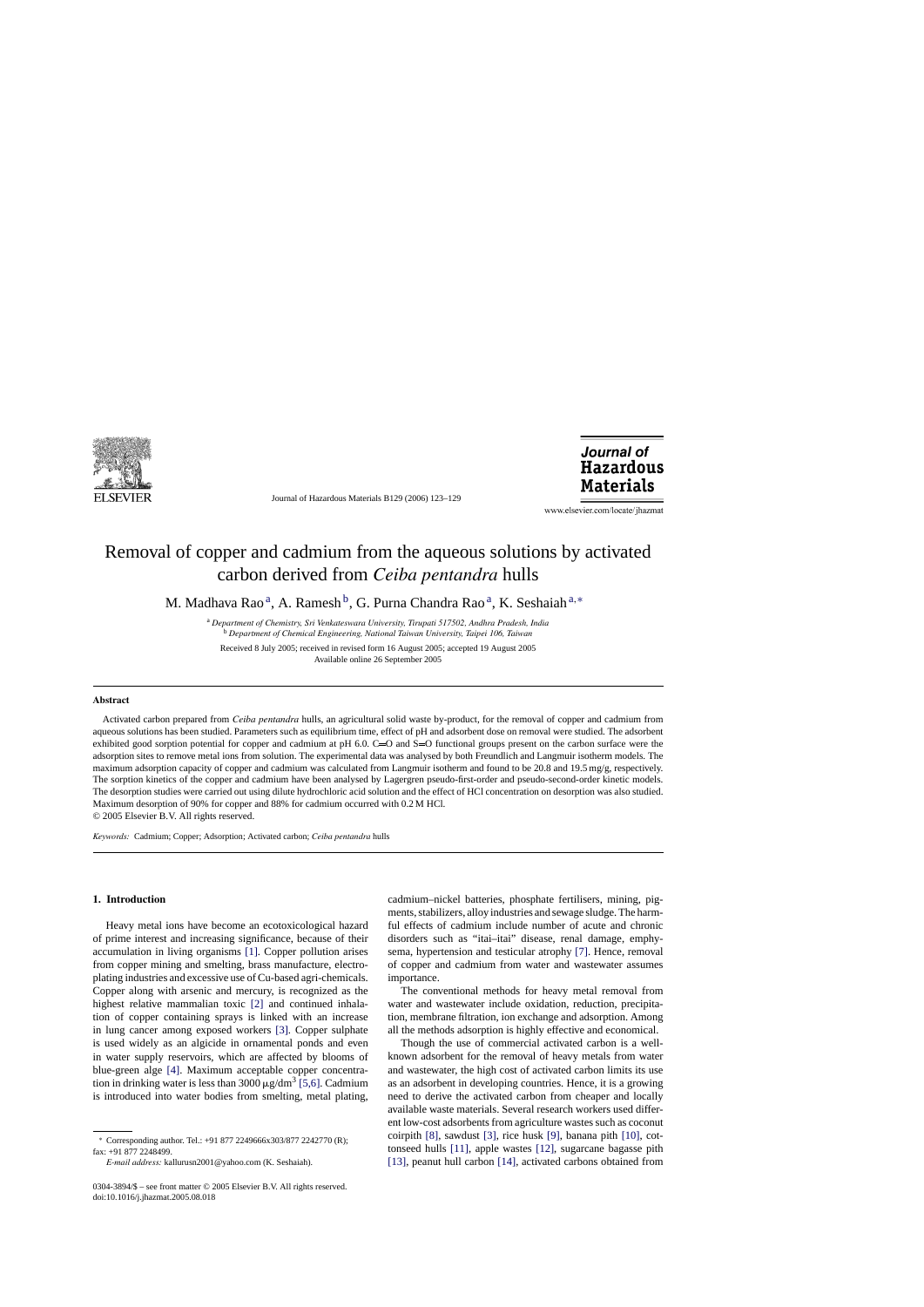# Removal of copper and cadmium from the aqueous solutions by activated carbon derived from *Ceiba pentandra* hulls

M. Madhava Rao [a], A. Ramesh [b], G. Purna Chandra Rao [a], K. Seshaiah [a,*]

[a] *Department of Chemistry, Sri Venkateswara University, Tirupati 517502, Andhra Pradesh, India*
[b] *Department of Chemical Engineering, National Taiwan University, Taipei 106, Taiwan*

Received 8 July 2005; received in revised form 16 August 2005; accepted 19 August 2005
Available online 26 September 2005

## Abstract

Activated carbon prepared from *Ceiba pentandra* hulls, an agricultural solid waste by-product, for the removal of copper and cadmium from aqueous solutions has been studied. Parameters such as equilibrium time, effect of pH and adsorbent dose on removal were studied. The adsorbent exhibited good sorption potential for copper and cadmium at pH 6.0. C=O and S=O functional groups present on the carbon surface were the adsorption sites to remove metal ions from solution. The experimental data was analysed by both Freundlich and Langmuir isotherm models. The maximum adsorption capacity of copper and cadmium was calculated from Langmuir isotherm and found to be 20.8 and 19.5 mg/g, respectively. The sorption kinetics of the copper and cadmium have been analysed by Lagergren pseudo-first-order and pseudo-second-order kinetic models. The desorption studies were carried out using dilute hydrochloric acid solution and the effect of HCl concentration on desorption was also studied. Maximum desorption of 90% for copper and 88% for cadmium occurred with 0.2 M HCl.
© 2005 Elsevier B.V. All rights reserved.

*Keywords:* Cadmium; Copper; Adsorption; Activated carbon; *Ceiba pentandra* hulls

## 1. Introduction

Heavy metal ions have become an ecotoxicological hazard of prime interest and increasing significance, because of their accumulation in living organisms [1]. Copper pollution arises from copper mining and smelting, brass manufacture, electroplating industries and excessive use of Cu-based agri-chemicals. Copper along with arsenic and mercury, is recognized as the highest relative mammalian toxic [2] and continued inhalation of copper containing sprays is linked with an increase in lung cancer among exposed workers [3]. Copper sulphate is used widely as an algicide in ornamental ponds and even in water supply reservoirs, which are affected by blooms of blue-green alge [4]. Maximum acceptable copper concentration in drinking water is less than 3000 $\mu g/dm^3$ [5,6]. Cadmium is introduced into water bodies from smelting, metal plating, cadmium–nickel batteries, phosphate fertilisers, mining, pigments, stabilizers, alloy industries and sewage sludge. The harmful effects of cadmium include number of acute and chronic disorders such as "itai–itai" disease, renal damage, emphysema, hypertension and testicular atrophy [7]. Hence, removal of copper and cadmium from water and wastewater assumes importance.

The conventional methods for heavy metal removal from water and wastewater include oxidation, reduction, precipitation, membrane filtration, ion exchange and adsorption. Among all the methods adsorption is highly effective and economical.

Though the use of commercial activated carbon is a well-known adsorbent for the removal of heavy metals from water and wastewater, the high cost of activated carbon limits its use as an adsorbent in developing countries. Hence, it is a growing need to derive the activated carbon from cheaper and locally available waste materials. Several research workers used different low-cost adsorbents from agriculture wastes such as coconut coirpith [8], sawdust [3], rice husk [9], banana pith [10], cottonseed hulls [11], apple wastes [12], sugarcane bagasse pith [13], peanut hull carbon [14], activated carbons obtained from

* Corresponding author. Tel.: +91 877 2249666x303/877 2242770 (R); fax: +91 877 2248499.
*E-mail address:* kallurusn2001@yahoo.com (K. Seshaiah).

0304-3894/$ – see front matter © 2005 Elsevier B.V. All rights reserved.
doi:10.1016/j.jhazmat.2005.08.018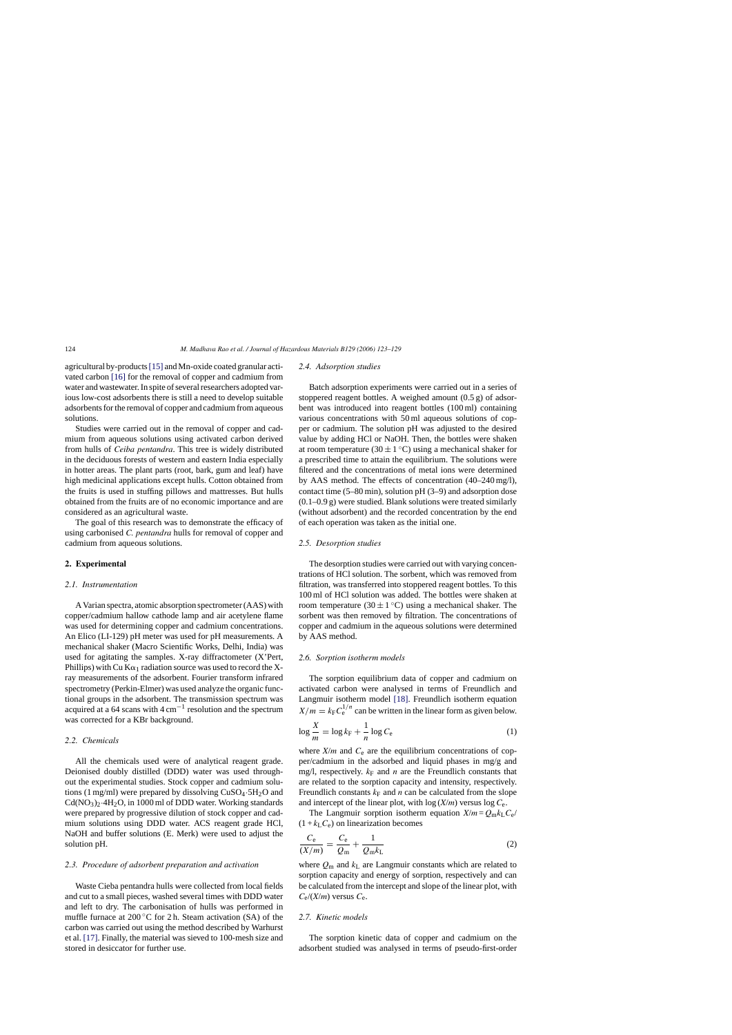agricultural by-products [15] and Mn-oxide coated granular activated carbon [16] for the removal of copper and cadmium from water and wastewater. In spite of several researchers adopted various low-cost adsorbents there is still a need to develop suitable adsorbents for the removal of copper and cadmium from aqueous solutions.

Studies were carried out in the removal of copper and cadmium from aqueous solutions using activated carbon derived from hulls of *Ceiba pentandra*. This tree is widely distributed in the deciduous forests of western and eastern India especially in hotter areas. The plant parts (root, bark, gum and leaf) have high medicinal applications except hulls. Cotton obtained from the fruits is used in stuffing pillows and mattresses. But hulls obtained from the fruits are of no economic importance and are considered as an agricultural waste.

The goal of this research was to demonstrate the efficacy of using carbonised *C. pentandra* hulls for removal of copper and cadmium from aqueous solutions.

## 2. Experimental

### 2.1. Instrumentation

A Varian spectra, atomic absorption spectrometer (AAS) with copper/cadmium hallow cathode lamp and air acetylene flame was used for determining copper and cadmium concentrations. An Elico (LI-129) pH meter was used for pH measurements. A mechanical shaker (Macro Scientific Works, Delhi, India) was used for agitating the samples. X-ray diffractometer (X'Pert, Phillips) with Cu $K\alpha_1$ radiation source was used to record the X-ray measurements of the adsorbent. Fourier transform infrared spectrometry (Perkin-Elmer) was used analyze the organic functional groups in the adsorbent. The transmission spectrum was acquired at a 64 scans with $4\,cm^{-1}$ resolution and the spectrum was corrected for a KBr background.

### 2.2. Chemicals

All the chemicals used were of analytical reagent grade. Deionised doubly distilled (DDD) water was used throughout the experimental studies. Stock copper and cadmium solutions (1 mg/ml) were prepared by dissolving $CuSO_4{\cdot}5H_2O$ and $Cd(NO_3)_2{\cdot}4H_2O$, in 1000 ml of DDD water. Working standards were prepared by progressive dilution of stock copper and cadmium solutions using DDD water. ACS reagent grade HCl, NaOH and buffer solutions (E. Merk) were used to adjust the solution pH.

### 2.3. Procedure of adsorbent preparation and activation

Waste Cieba pentandra hulls were collected from local fields and cut to a small pieces, washed several times with DDD water and left to dry. The carbonisation of hulls was performed in muffle furnace at 200 °C for 2 h. Steam activation (SA) of the carbon was carried out using the method described by Warhurst et al. [17]. Finally, the material was sieved to 100-mesh size and stored in desiccator for further use.

### 2.4. Adsorption studies

Batch adsorption experiments were carried out in a series of stoppered reagent bottles. A weighed amount (0.5 g) of adsorbent was introduced into reagent bottles (100 ml) containing various concentrations with 50 ml aqueous solutions of copper or cadmium. The solution pH was adjusted to the desired value by adding HCl or NaOH. Then, the bottles were shaken at room temperature (30 ± 1 °C) using a mechanical shaker for a prescribed time to attain the equilibrium. The solutions were filtered and the concentrations of metal ions were determined by AAS method. The effects of concentration (40–240 mg/l), contact time (5–80 min), solution pH (3–9) and adsorption dose (0.1–0.9 g) were studied. Blank solutions were treated similarly (without adsorbent) and the recorded concentration by the end of each operation was taken as the initial one.

### 2.5. Desorption studies

The desorption studies were carried out with varying concentrations of HCl solution. The sorbent, which was removed from filtration, was transferred into stoppered reagent bottles. To this 100 ml of HCl solution was added. The bottles were shaken at room temperature (30 ± 1 °C) using a mechanical shaker. The sorbent was then removed by filtration. The concentrations of copper and cadmium in the aqueous solutions were determined by AAS method.

### 2.6. Sorption isotherm models

The sorption equilibrium data of copper and cadmium on activated carbon were analysed in terms of Freundlich and Langmuir isotherm model [18]. Freundlich isotherm equation $X/m = k_F C_e^{1/n}$ can be written in the linear form as given below.

$$\log \frac{X}{m} = \log k_F + \frac{1}{n} \log C_e \tag{1}$$

where $X/m$ and $C_e$ are the equilibrium concentrations of copper/cadmium in the adsorbed and liquid phases in mg/g and mg/l, respectively. $k_F$ and $n$ are the Freundlich constants that are related to the sorption capacity and intensity, respectively. Freundlich constants $k_F$ and $n$ can be calculated from the slope and intercept of the linear plot, with $\log(X/m)$ versus $\log C_e$.

The Langmuir sorption isotherm equation $X/m = Q_m k_L C_e/(1 + k_L C_e)$ on linearization becomes

$$\frac{C_e}{(X/m)} = \frac{C_e}{Q_m} + \frac{1}{Q_m k_L} \tag{2}$$

where $Q_m$ and $k_L$ are Langmuir constants which are related to sorption capacity and energy of sorption, respectively and can be calculated from the intercept and slope of the linear plot, with $C_e/(X/m)$ versus $C_e$.

### 2.7. Kinetic models

The sorption kinetic data of copper and cadmium on the adsorbent studied was analysed in terms of pseudo-first-order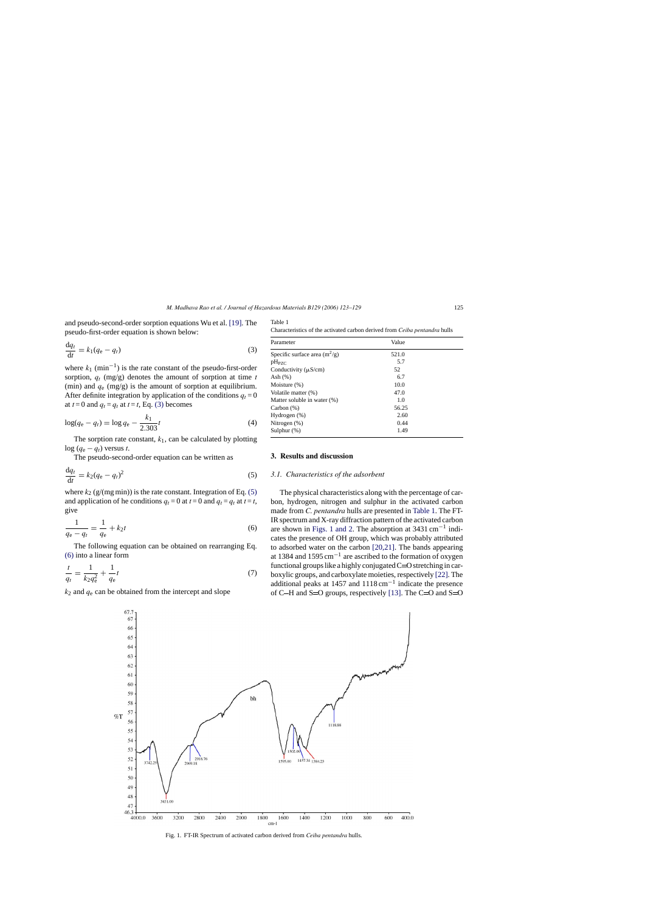and pseudo-second-order sorption equations Wu et al. [19]. The pseudo-first-order equation is shown below:

$$\frac{dq_t}{dt} = k_1(q_e - q_t) \tag{3}$$

where $k_1$ (min$^{-1}$) is the rate constant of the pseudo-first-order sorption, $q_t$ (mg/g) denotes the amount of sorption at time $t$ (min) and $q_e$ (mg/g) is the amount of sorption at equilibrium. After definite integration by application of the conditions $q_t = 0$ at $t = 0$ and $q_t = q_t$ at $t = t$, Eq. (3) becomes

$$\log(q_e - q_t) = \log q_e - \frac{k_1}{2.303}t \tag{4}$$

The sorption rate constant, $k_1$, can be calculated by plotting $\log(q_e - q_t)$ versus $t$.

The pseudo-second-order equation can be written as

$$\frac{dq_t}{dt} = k_2(q_e - q_t)^2 \tag{5}$$

where $k_2$ (g/(mg min)) is the rate constant. Integration of Eq. (5) and application of he conditions $q_t = 0$ at $t = 0$ and $q_t = q_t$ at $t = t$, give

$$\frac{1}{q_e - q_t} = \frac{1}{q_e} + k_2 t \tag{6}$$

The following equation can be obtained on rearranging Eq. (6) into a linear form

$$\frac{t}{q_t} = \frac{1}{k_2 q_e^2} + \frac{1}{q_e}t \tag{7}$$

$k_2$ and $q_e$ can be obtained from the intercept and slope

Table 1
Characteristics of the activated carbon derived from *Ceiba pentandra* hulls

| Parameter | Value |
|---|---|
| Specific surface area (m$^2$/g) | 521.0 |
| pH$_{PZC}$ | 5.7 |
| Conductivity (μS/cm) | 52 |
| Ash (%) | 6.7 |
| Moisture (%) | 10.0 |
| Volatile matter (%) | 47.0 |
| Matter soluble in water (%) | 1.0 |
| Carbon (%) | 56.25 |
| Hydrogen (%) | 2.60 |
| Nitrogen (%) | 0.44 |
| Sulphur (%) | 1.49 |

## 3. Results and discussion

### 3.1. Characteristics of the adsorbent

The physical characteristics along with the percentage of carbon, hydrogen, nitrogen and sulphur in the activated carbon made from *C. pentandra* hulls are presented in Table 1. The FT-IR spectrum and X-ray diffraction pattern of the activated carbon are shown in Figs. 1 and 2. The absorption at 3431 cm$^{-1}$ indicates the presence of OH group, which was probably attributed to adsorbed water on the carbon [20,21]. The bands appearing at 1384 and 1595 cm$^{-1}$ are ascribed to the formation of oxygen functional groups like a highly conjugated C=O stretching in carboxylic groups, and carboxylate moieties, respectively [22]. The additional peaks at 1457 and 1118 cm$^{-1}$ indicate the presence of C–H and S=O groups, respectively [13]. The C=O and S=O

Fig. 1. FT-IR Spectrum of activated carbon derived from *Ceiba pentandra* hulls.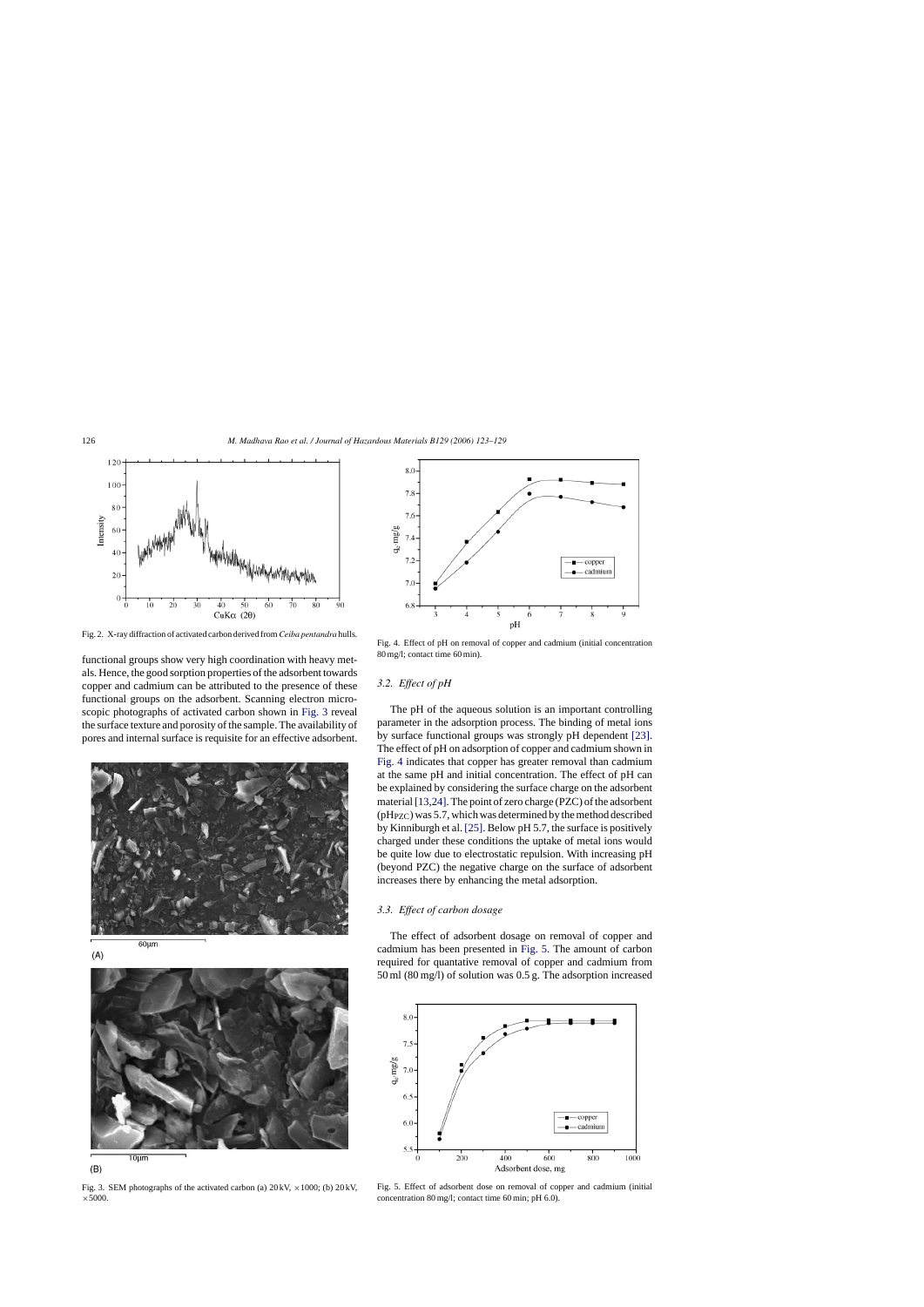Fig. 2. X-ray diffraction of activated carbon derived from *Ceiba pentandra* hulls.

functional groups show very high coordination with heavy metals. Hence, the good sorption properties of the adsorbent towards copper and cadmium can be attributed to the presence of these functional groups on the adsorbent. Scanning electron microscopic photographs of activated carbon shown in Fig. 3 reveal the surface texture and porosity of the sample. The availability of pores and internal surface is requisite for an effective adsorbent.

Fig. 3. SEM photographs of the activated carbon (a) 20 kV, ×1000; (b) 20 kV, ×5000.

Fig. 4. Effect of pH on removal of copper and cadmium (initial concentration 80 mg/l; contact time 60 min).

### 3.2. Effect of pH

The pH of the aqueous solution is an important controlling parameter in the adsorption process. The binding of metal ions by surface functional groups was strongly pH dependent [23]. The effect of pH on adsorption of copper and cadmium shown in Fig. 4 indicates that copper has greater removal than cadmium at the same pH and initial concentration. The effect of pH can be explained by considering the surface charge on the adsorbent material [13,24]. The point of zero charge (PZC) of the adsorbent ($pH_{PZC}$) was 5.7, which was determined by the method described by Kinniburgh et al. [25]. Below pH 5.7, the surface is positively charged under these conditions the uptake of metal ions would be quite low due to electrostatic repulsion. With increasing pH (beyond PZC) the negative charge on the surface of adsorbent increases there by enhancing the metal adsorption.

### 3.3. Effect of carbon dosage

The effect of adsorbent dosage on removal of copper and cadmium has been presented in Fig. 5. The amount of carbon required for quantative removal of copper and cadmium from 50 ml (80 mg/l) of solution was 0.5 g. The adsorption increased

Fig. 5. Effect of adsorbent dose on removal of copper and cadmium (initial concentration 80 mg/l; contact time 60 min; pH 6.0).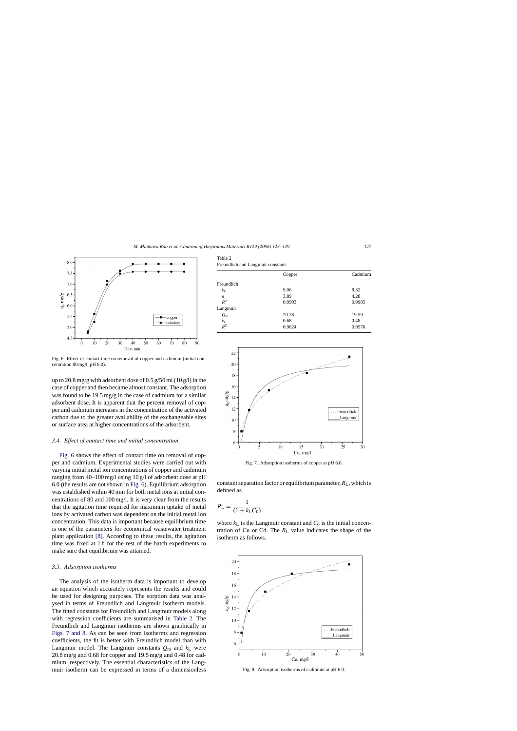Fig. 6. Effect of contact time on removal of copper and cadmium (initial concentration 80 mg/l; pH 6.0).

up to 20.8 mg/g with adsorbent dose of 0.5 g/50 ml (10 g/l) in the case of copper and then became almost constant. The adsorption was found to be 19.5 mg/g in the case of cadmium for a similar adsorbent dose. It is apparent that the percent removal of copper and cadmium increases in the concentration of the activated carbon due to the greater availability of the exchangeable sites or surface area at higher concentrations of the adsorbent.

### 3.4. Effect of contact time and initial concentration

Fig. 6 shows the effect of contact time on removal of copper and cadmium. Experimental studies were carried out with varying initial metal ion concentrations of copper and cadmium ranging from 40–100 mg/l using 10 g/l of adsorbent dose at pH 6.0 (the results are not shown in Fig. 6). Equilibrium adsorption was established within 40 min for both metal ions at initial concentrations of 80 and 100 mg/l. It is very clear from the results that the agitation time required for maximum uptake of metal ions by activated carbon was dependent on the initial metal ion concentration. This data is important because equilibrium time is one of the parameters for economical wastewater treatment plant application [8]. According to these results, the agitation time was fixed at 1 h for the rest of the batch experiments to make sure that equilibrium was attained.

### 3.5. Adsorption isotherms

The analysis of the isotherm data is important to develop an equation which accurately represents the results and could be used for designing purposes. The sorption data was analysed in terms of Freundlich and Langmuir isotherm models. The fitted constants for Freundlich and Langmuir models along with regression coefficients are summarised in Table 2. The Freundlich and Langmuir isotherms are shown graphically in Figs. 7 and 8. As can be seen from isotherms and regression coefficients, the fit is better with Freundlich model than with Langmuir model. The Langmuir constants $Q_m$ and $k_L$ were 20.8 mg/g and 0.68 for copper and 19.5 mg/g and 0.48 for cadmium, respectively. The essential characteristics of the Langmuir isotherm can be expressed in terms of a dimensionless constant separation factor or equilibrium parameter, $R_L$, which is defined as

$$R_L = \frac{1}{(1 + k_L C_0)}$$

where $k_L$ is the Langmuir constant and $C_0$ is the initial concentration of Cu or Cd. The $R_L$ value indicates the shape of the isotherm as follows.

Table 2
Freundlich and Langmuir constants

| | Copper | Cadmium |
|---|---|---|
| Freundlich | | |
| $k_F$ | 9.06 | 8.32 |
| $n$ | 3.89 | 4.28 |
| $R^2$ | 0.9903 | 0.9905 |
| Langmuir | | |
| $Q_m$ | 20.78 | 19.59 |
| $k_L$ | 0.68 | 0.48 |
| $R^2$ | 0.9624 | 0.9576 |

Fig. 7. Adsorption isotherms of copper at pH 6.0.

Fig. 8. Adsorption isotherms of cadmium at pH 6.0.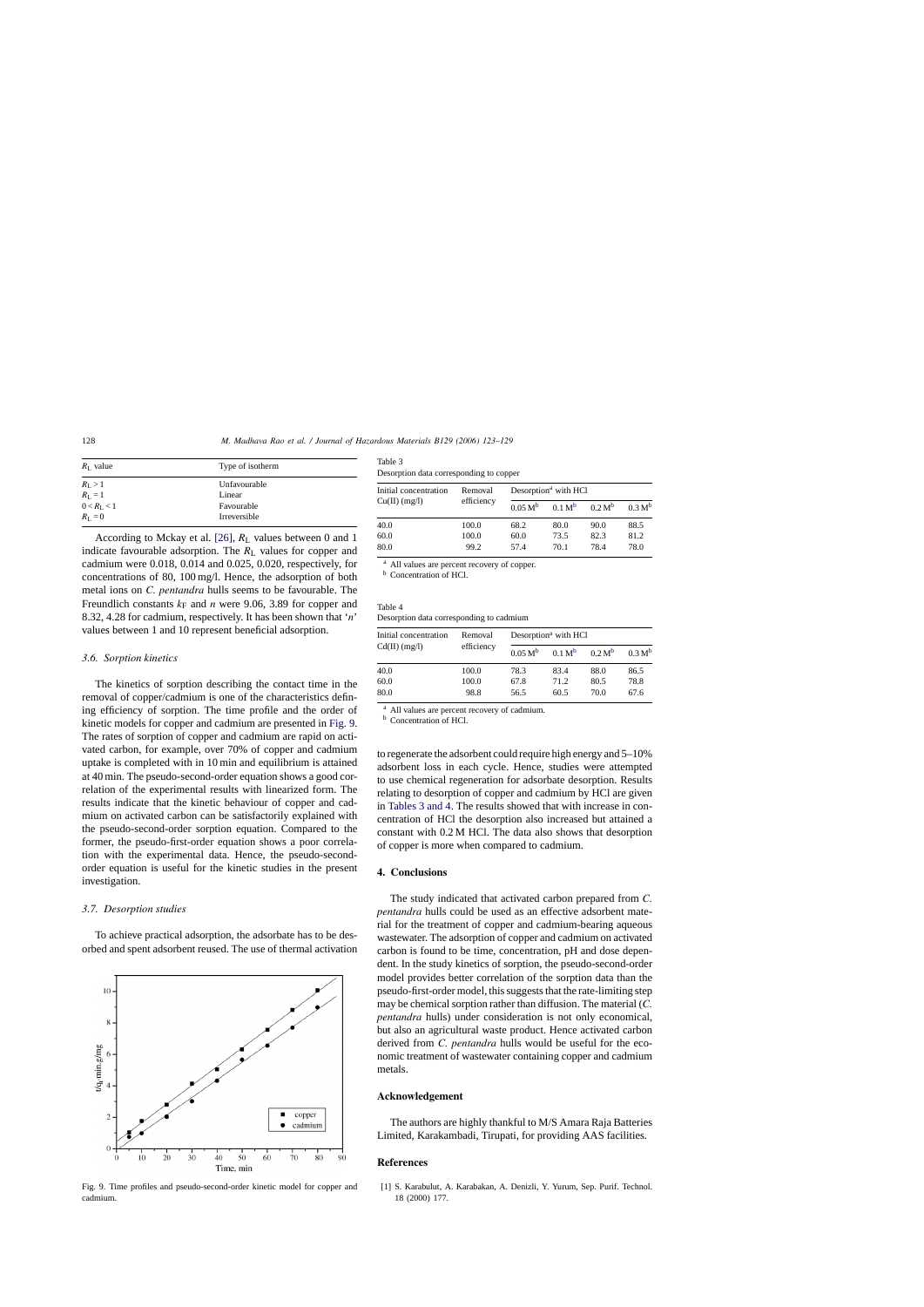| $R_L$ value | Type of isotherm |
|---|---|
| $R_L > 1$ | Unfavourable |
| $R_L = 1$ | Linear |
| $0 < R_L < 1$ | Favourable |
| $R_L = 0$ | Irreversible |

According to Mckay et al. [26], $R_L$ values between 0 and 1 indicate favourable adsorption. The $R_L$ values for copper and cadmium were 0.018, 0.014 and 0.025, 0.020, respectively, for concentrations of 80, 100 mg/l. Hence, the adsorption of both metal ions on *C. pentandra* hulls seems to be favourable. The Freundlich constants $k_F$ and $n$ were 9.06, 3.89 for copper and 8.32, 4.28 for cadmium, respectively. It has been shown that '$n$' values between 1 and 10 represent beneficial adsorption.

### 3.6. Sorption kinetics

The kinetics of sorption describing the contact time in the removal of copper/cadmium is one of the characteristics defining efficiency of sorption. The time profile and the order of kinetic models for copper and cadmium are presented in Fig. 9. The rates of sorption of copper and cadmium are rapid on activated carbon, for example, over 70% of copper and cadmium uptake is completed with in 10 min and equilibrium is attained at 40 min. The pseudo-second-order equation shows a good correlation of the experimental results with linearized form. The results indicate that the kinetic behaviour of copper and cadmium on activated carbon can be satisfactorily explained with the pseudo-second-order sorption equation. Compared to the former, the pseudo-first-order equation shows a poor correlation with the experimental data. Hence, the pseudo-second-order equation is useful for the kinetic studies in the present investigation.

### 3.7. Desorption studies

To achieve practical adsorption, the adsorbate has to be desorbed and spent adsorbent reused. The use of thermal activation to regenerate the adsorbent could require high energy and 5–10% adsorbent loss in each cycle. Hence, studies were attempted to use chemical regeneration for adsorbate desorption. Results relating to desorption of copper and cadmium by HCl are given in Tables 3 and 4. The results showed that with increase in concentration of HCl the desorption also increased but attained a constant with 0.2 M HCl. The data also shows that desorption of copper is more when compared to cadmium.

Fig. 9. Time profiles and pseudo-second-order kinetic model for copper and cadmium.

Table 3
Desorption data corresponding to copper

| Initial concentration Cu(II) (mg/l) | Removal efficiency | Desorption[a] with HCl | | | |
|---|---|---|---|---|---|
| | | 0.05 M[b] | 0.1 M[b] | 0.2 M[b] | 0.3 M[b] |
| 40.0 | 100.0 | 68.2 | 80.0 | 90.0 | 88.5 |
| 60.0 | 100.0 | 60.0 | 73.5 | 82.3 | 81.2 |
| 80.0 | 99.2 | 57.4 | 70.1 | 78.4 | 78.0 |

[a] All values are percent recovery of copper.
[b] Concentration of HCl.

Table 4
Desorption data corresponding to cadmium

| Initial concentration Cd(II) (mg/l) | Removal efficiency | Desorption[a] with HCl | | | |
|---|---|---|---|---|---|
| | | 0.05 M[b] | 0.1 M[b] | 0.2 M[b] | 0.3 M[b] |
| 40.0 | 100.0 | 78.3 | 83.4 | 88.0 | 86.5 |
| 60.0 | 100.0 | 67.8 | 71.2 | 80.5 | 78.8 |
| 80.0 | 98.8 | 56.5 | 60.5 | 70.0 | 67.6 |

[a] All values are percent recovery of cadmium.
[b] Concentration of HCl.

## 4. Conclusions

The study indicated that activated carbon prepared from *C. pentandra* hulls could be used as an effective adsorbent material for the treatment of copper and cadmium-bearing aqueous wastewater. The adsorption of copper and cadmium on activated carbon is found to be time, concentration, pH and dose dependent. In the study kinetics of sorption, the pseudo-second-order model provides better correlation of the sorption data than the pseudo-first-order model, this suggests that the rate-limiting step may be chemical sorption rather than diffusion. The material (*C. pentandra* hulls) under consideration is not only economical, but also an agricultural waste product. Hence activated carbon derived from *C. pentandra* hulls would be useful for the economic treatment of wastewater containing copper and cadmium metals.

## Acknowledgement

The authors are highly thankful to M/S Amara Raja Batteries Limited, Karakambadi, Tirupati, for providing AAS facilities.

## References

[1] S. Karabulut, A. Karabakan, A. Denizli, Y. Yurum, Sep. Purif. Technol. 18 (2000) 177.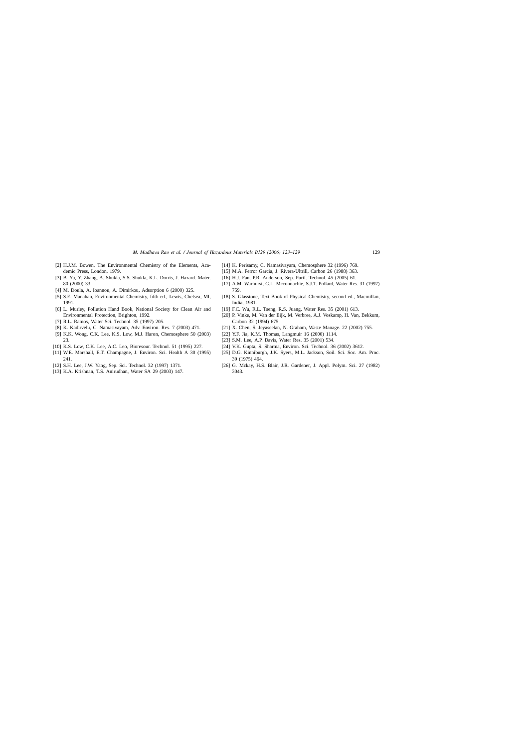[2] H.J.M. Bowen, The Environmental Chemistry of the Elements, Academic Press, London, 1979.

[3] B. Yu, Y. Zhang, A. Shukla, S.S. Shukla, K.L. Dorris, J. Hazard. Mater. 80 (2000) 33.

[4] M. Doula, A. Ioannou, A. Dimirkou, Adsorption 6 (2000) 325.

[5] S.E. Manahan, Environmental Chemistry, fifth ed., Lewis, Chelsea, MI, 1991.

[6] L. Murley, Pollution Hand Book, National Society for Clean Air and Environmental Protection, Brighton, 1992.

[7] R.L. Ramos, Water Sci. Technol. 35 (1997) 205.

[8] K. Kadirvelu, C. Namasivayam, Adv. Environ. Res. 7 (2003) 471.

[9] K.K. Wong, C.K. Lee, K.S. Low, M.J. Haron, Chemosphere 50 (2003) 23.

[10] K.S. Low, C.K. Lee, A.C. Leo, Bioresour. Technol. 51 (1995) 227.

[11] W.E. Marshall, E.T. Champagne, J. Environ. Sci. Health A 30 (1995) 241.

[12] S.H. Lee, J.W. Yang, Sep. Sci. Technol. 32 (1997) 1371.

[13] K.A. Krishnan, T.S. Anirudhan, Water SA 29 (2003) 147.

[14] K. Perisamy, C. Namasivayam, Chemosphere 32 (1996) 769.

[15] M.A. Ferror Garcia, J. Rivera-Ultrill, Carbon 26 (1988) 363.

[16] H.J. Fan, P.R. Anderson, Sep. Purif. Technol. 45 (2005) 61.

[17] A.M. Warhurst, G.L. Mcconnachie, S.J.T. Pollard, Water Res. 31 (1997) 759.

[18] S. Glasstone, Text Book of Physical Chemistry, second ed., Macmillan, India, 1981.

[19] F.C. Wu, R.L. Tseng, R.S. Juang, Water Res. 35 (2001) 613.

[20] P. Vinke, M. Van der Eijk, M. Verbree, A.J. Voskamp, H. Van, Bekkum, Carbon 32 (1994) 675.

[21] X. Chen, S. Jeyaseelan, N. Graham, Waste Manage. 22 (2002) 755.

[22] Y.F. Jia, K.M. Thomas, Langmuir 16 (2000) 1114.

[23] S.M. Lee, A.P. Davis, Water Res. 35 (2001) 534.

[24] V.K. Gupta, S. Sharma, Environ. Sci. Technol. 36 (2002) 3612.

[25] D.G. Kinniburgh, J.K. Syers, M.L. Jackson, Soil. Sci. Soc. Am. Proc. 39 (1975) 464.

[26] G. Mckay, H.S. Blair, J.R. Gardener, J. Appl. Polym. Sci. 27 (1982) 3043.